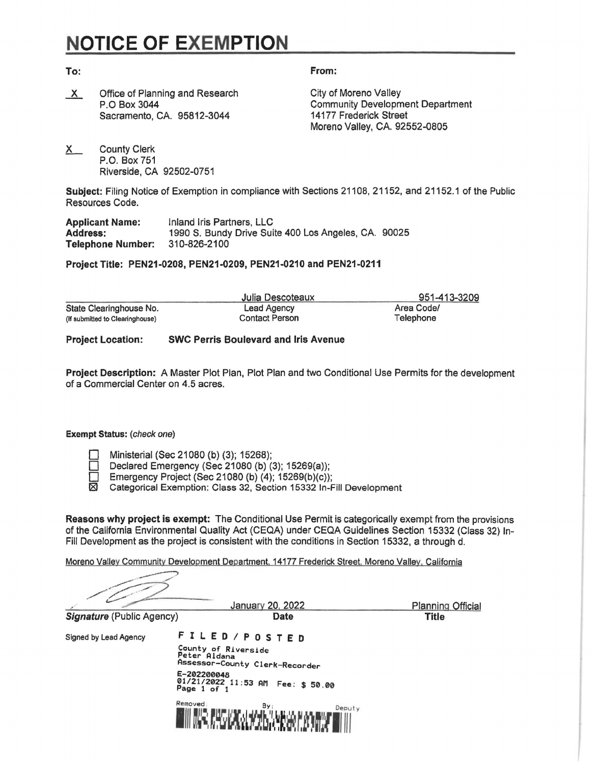# NOTICE OF EXEMPTION

**To:**

X Office of Planning and Research
P.O Box 3044
Sacramento, CA. 95812-3044

X County Clerk
P.O. Box 751
Riverside, CA 92502-0751

**From:**

City of Moreno Valley
Community Development Department
14177 Frederick Street
Moreno Valley, CA. 92552-0805

**Subject:** Filing Notice of Exemption in compliance with Sections 21108, 21152, and 21152.1 of the Public Resources Code.

**Applicant Name:** Inland Iris Partners, LLC
**Address:** 1990 S. Bundy Drive Suite 400 Los Angeles, CA. 90025
**Telephone Number:** 310-826-2100

**Project Title: PEN21-0208, PEN21-0209, PEN21-0210 and PEN21-0211**

| | Julia Descoteaux | 951-413-3209 |
|---|---|---|
| State Clearinghouse No. (If submitted to Clearinghouse) | Lead Agency Contact Person | Area Code/ Telephone |

**Project Location: SWC Perris Boulevard and Iris Avenue**

**Project Description:** A Master Plot Plan, Plot Plan and two Conditional Use Permits for the development of a Commercial Center on 4.5 acres.

**Exempt Status:** *(check one)*

- ☐ Ministerial (Sec 21080 (b) (3); 15268);
- ☐ Declared Emergency (Sec 21080 (b) (3); 15269(a));
- ☐ Emergency Project (Sec 21080 (b) (4); 15269(b)(c));
- ☒ Categorical Exemption: Class 32, Section 15332 In-Fill Development

**Reasons why project is exempt:** The Conditional Use Permit is categorically exempt from the provisions of the California Environmental Quality Act (CEQA) under CEQA Guidelines Section 15332 (Class 32) In-Fill Development as the project is consistent with the conditions in Section 15332, a through d.

Moreno Valley Community Development Department, 14177 Frederick Street, Moreno Valley, California

| *Signature* (Public Agency) | January 20, 2022 **Date** | Planning Official **Title** |
|---|---|---|

Signed by Lead Agency

FILED/POSTED
County of Riverside
Peter Aldana
Assessor-County Clerk-Recorder
E-202200048
01/21/2022 11:53 AM Fee: $ 50.00
Page 1 of 1
Removed: By: Deputy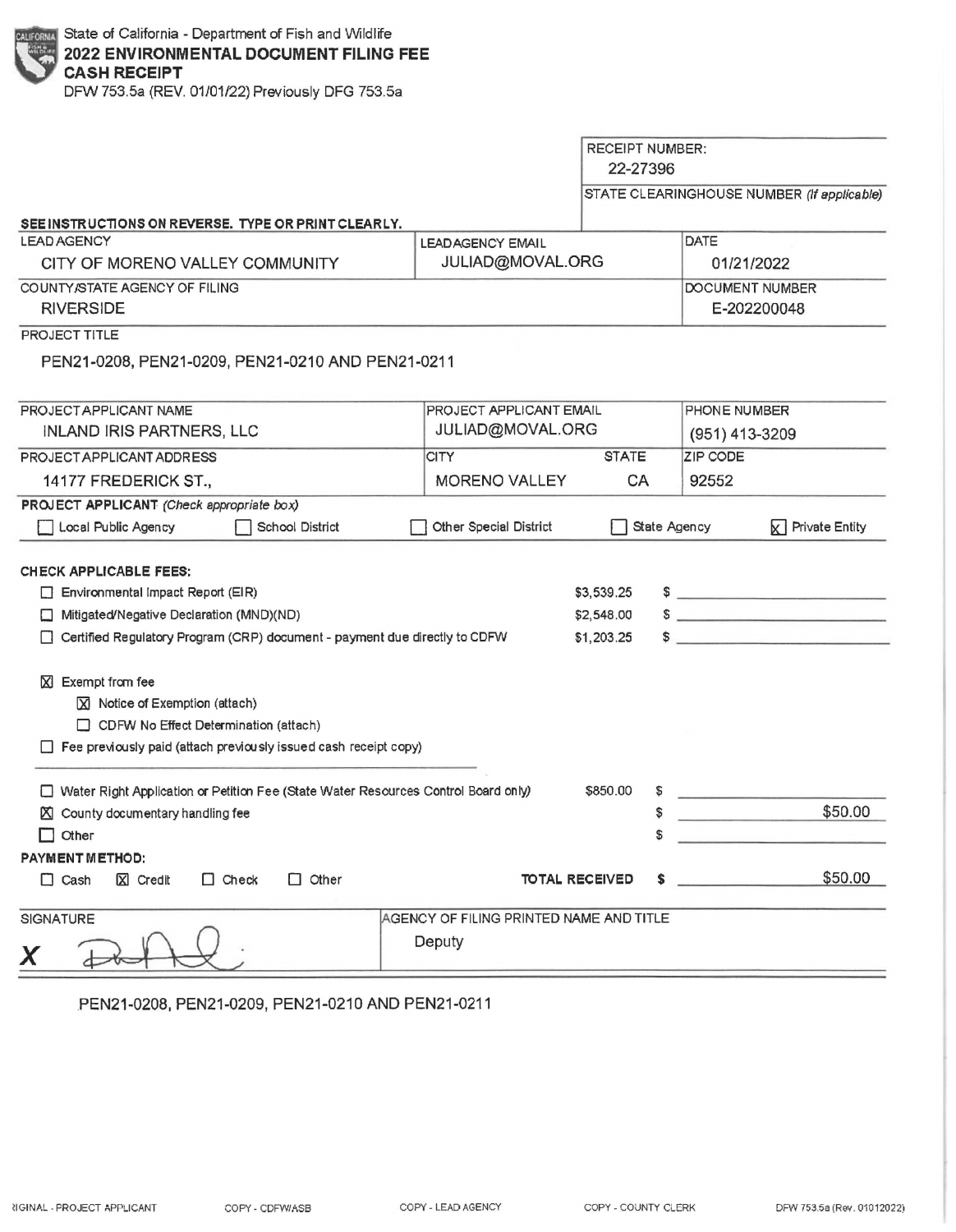State of California - Department of Fish and Wildlife

# 2022 ENVIRONMENTAL DOCUMENT FILING FEE CASH RECEIPT

DFW 753.5a (REV. 01/01/22) Previously DFG 753.5a

| | |
|---|---|
| RECEIPT NUMBER: | 22-27396 |
| STATE CLEARINGHOUSE NUMBER *(If applicable)* | |

**SEE INSTRUCTIONS ON REVERSE. TYPE OR PRINT CLEARLY.**

| LEAD AGENCY | LEAD AGENCY EMAIL | DATE |
|---|---|---|
| CITY OF MORENO VALLEY COMMUNITY | JULIAD@MOVAL.ORG | 01/21/2022 |
| **COUNTY/STATE AGENCY OF FILING** | | **DOCUMENT NUMBER** |
| RIVERSIDE | | E-202200048 |

PROJECT TITLE

PEN21-0208, PEN21-0209, PEN21-0210 AND PEN21-0211

| PROJECT APPLICANT NAME | PROJECT APPLICANT EMAIL | | PHONE NUMBER |
|---|---|---|---|
| INLAND IRIS PARTNERS, LLC | JULIAD@MOVAL.ORG | | (951) 413-3209 |
| **PROJECT APPLICANT ADDRESS** | **CITY** | **STATE** | **ZIP CODE** |
| 14177 FREDERICK ST., | MORENO VALLEY | CA | 92552 |

**PROJECT APPLICANT** *(Check appropriate box)*

☐ Local Public Agency ☐ School District ☐ Other Special District ☐ State Agency ☒ Private Entity

**CHECK APPLICABLE FEES:**

| | | |
|---|---|---|
| ☐ Environmental Impact Report (EIR) | $3,539.25 | $ |
| ☐ Mitigated/Negative Declaration (MND)(ND) | $2,548.00 | $ |
| ☐ Certified Regulatory Program (CRP) document - payment due directly to CDFW | $1,203.25 | $ |

☒ Exempt from fee

- ☒ Notice of Exemption (attach)
- ☐ CDFW No Effect Determination (attach)

☐ Fee previously paid (attach previously issued cash receipt copy)

| | | |
|---|---|---|
| ☐ Water Right Application or Petition Fee (State Water Resources Control Board only) | $850.00 | $ |
| ☒ County documentary handling fee | | $ $50.00 |
| ☐ Other | | $ |

**PAYMENT METHOD:**

☐ Cash ☒ Credit ☐ Check ☐ Other **TOTAL RECEIVED** $ $50.00

| SIGNATURE | AGENCY OF FILING PRINTED NAME AND TITLE |
|---|---|
| X [signature] | Deputy |

PEN21-0208, PEN21-0209, PEN21-0210 AND PEN21-0211

ORIGINAL - PROJECT APPLICANT COPY - CDFW/ASB COPY - LEAD AGENCY COPY - COUNTY CLERK DFW 753.5a (Rev. 01012022)